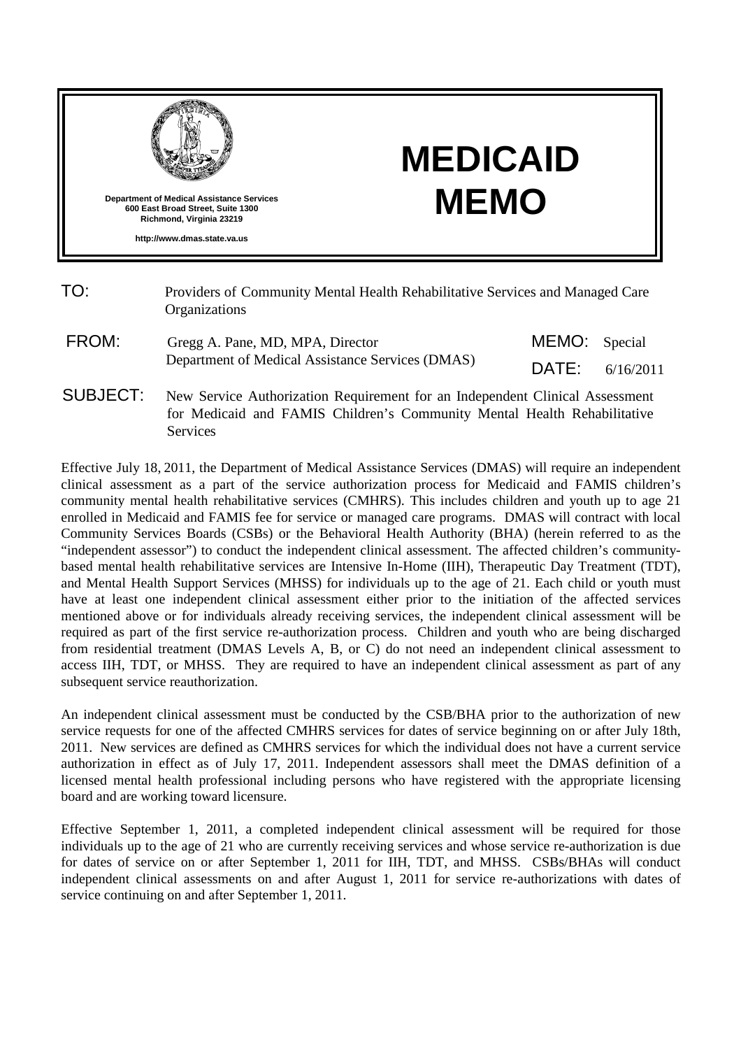Department of Medical Assistance Services
600 East Broad Street, Suite 1300
Richmond, Virginia 23219

http://www.dmas.state.va.us

# MEDICAID MEMO

| | |
|---|---|
| TO: | Providers of Community Mental Health Rehabilitative Services and Managed Care Organizations |
| FROM: | Gregg A. Pane, MD, MPA, Director<br>Department of Medical Assistance Services (DMAS) |
| MEMO: | Special |
| DATE: | 6/16/2011 |
| SUBJECT: | New Service Authorization Requirement for an Independent Clinical Assessment for Medicaid and FAMIS Children's Community Mental Health Rehabilitative Services |

Effective July 18, 2011, the Department of Medical Assistance Services (DMAS) will require an independent clinical assessment as a part of the service authorization process for Medicaid and FAMIS children's community mental health rehabilitative services (CMHRS). This includes children and youth up to age 21 enrolled in Medicaid and FAMIS fee for service or managed care programs. DMAS will contract with local Community Services Boards (CSBs) or the Behavioral Health Authority (BHA) (herein referred to as the "independent assessor") to conduct the independent clinical assessment. The affected children's community-based mental health rehabilitative services are Intensive In-Home (IIH), Therapeutic Day Treatment (TDT), and Mental Health Support Services (MHSS) for individuals up to the age of 21. Each child or youth must have at least one independent clinical assessment either prior to the initiation of the affected services mentioned above or for individuals already receiving services, the independent clinical assessment will be required as part of the first service re-authorization process. Children and youth who are being discharged from residential treatment (DMAS Levels A, B, or C) do not need an independent clinical assessment to access IIH, TDT, or MHSS. They are required to have an independent clinical assessment as part of any subsequent service reauthorization.

An independent clinical assessment must be conducted by the CSB/BHA prior to the authorization of new service requests for one of the affected CMHRS services for dates of service beginning on or after July 18th, 2011. New services are defined as CMHRS services for which the individual does not have a current service authorization in effect as of July 17, 2011. Independent assessors shall meet the DMAS definition of a licensed mental health professional including persons who have registered with the appropriate licensing board and are working toward licensure.

Effective September 1, 2011, a completed independent clinical assessment will be required for those individuals up to the age of 21 who are currently receiving services and whose service re-authorization is due for dates of service on or after September 1, 2011 for IIH, TDT, and MHSS. CSBs/BHAs will conduct independent clinical assessments on and after August 1, 2011 for service re-authorizations with dates of service continuing on and after September 1, 2011.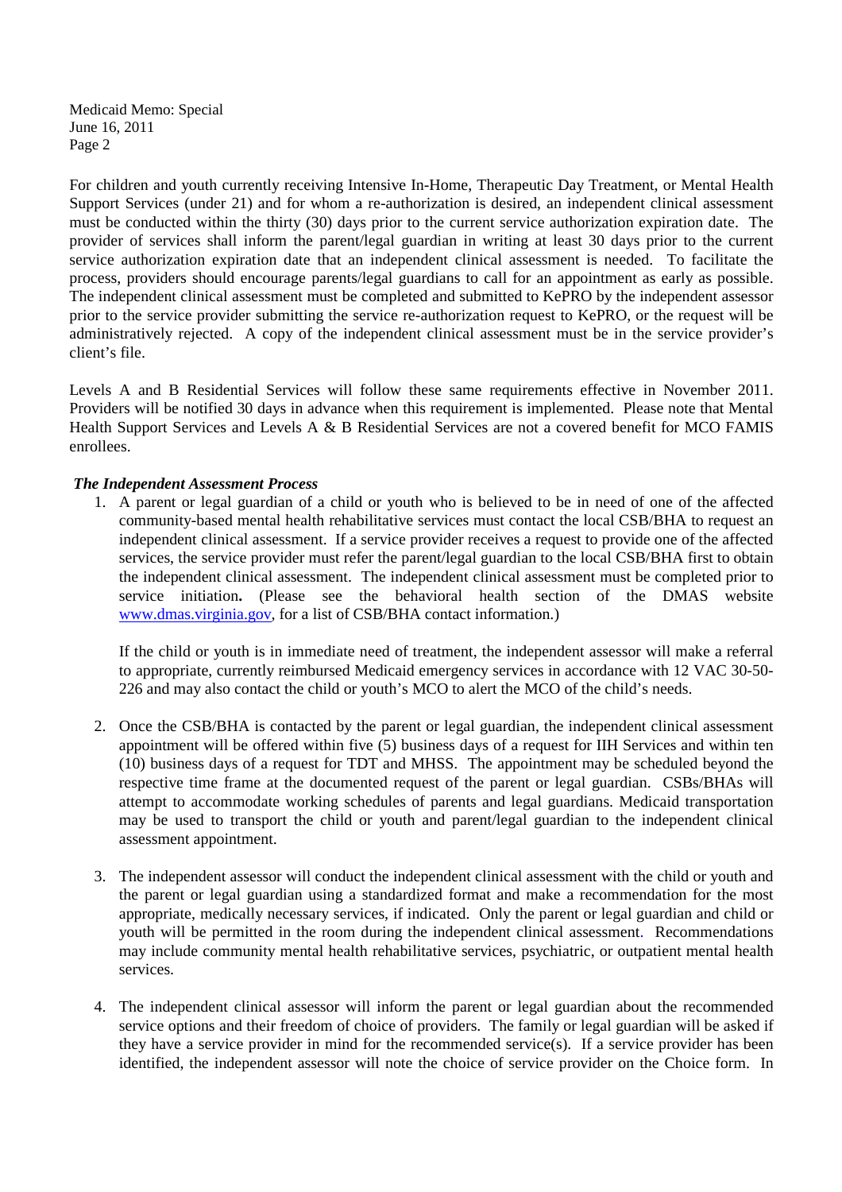For children and youth currently receiving Intensive In-Home, Therapeutic Day Treatment, or Mental Health Support Services (under 21) and for whom a re-authorization is desired, an independent clinical assessment must be conducted within the thirty (30) days prior to the current service authorization expiration date. The provider of services shall inform the parent/legal guardian in writing at least 30 days prior to the current service authorization expiration date that an independent clinical assessment is needed. To facilitate the process, providers should encourage parents/legal guardians to call for an appointment as early as possible. The independent clinical assessment must be completed and submitted to KePRO by the independent assessor prior to the service provider submitting the service re-authorization request to KePRO, or the request will be administratively rejected. A copy of the independent clinical assessment must be in the service provider's client's file.

Levels A and B Residential Services will follow these same requirements effective in November 2011. Providers will be notified 30 days in advance when this requirement is implemented. Please note that Mental Health Support Services and Levels A & B Residential Services are not a covered benefit for MCO FAMIS enrollees.

***The Independent Assessment Process***

1. A parent or legal guardian of a child or youth who is believed to be in need of one of the affected community-based mental health rehabilitative services must contact the local CSB/BHA to request an independent clinical assessment. If a service provider receives a request to provide one of the affected services, the service provider must refer the parent/legal guardian to the local CSB/BHA first to obtain the independent clinical assessment. The independent clinical assessment must be completed prior to service initiation**.** (Please see the behavioral health section of the DMAS website www.dmas.virginia.gov, for a list of CSB/BHA contact information.)

   If the child or youth is in immediate need of treatment, the independent assessor will make a referral to appropriate, currently reimbursed Medicaid emergency services in accordance with 12 VAC 30-50-226 and may also contact the child or youth's MCO to alert the MCO of the child's needs.

2. Once the CSB/BHA is contacted by the parent or legal guardian, the independent clinical assessment appointment will be offered within five (5) business days of a request for IIH Services and within ten (10) business days of a request for TDT and MHSS. The appointment may be scheduled beyond the respective time frame at the documented request of the parent or legal guardian. CSBs/BHAs will attempt to accommodate working schedules of parents and legal guardians. Medicaid transportation may be used to transport the child or youth and parent/legal guardian to the independent clinical assessment appointment.

3. The independent assessor will conduct the independent clinical assessment with the child or youth and the parent or legal guardian using a standardized format and make a recommendation for the most appropriate, medically necessary services, if indicated. Only the parent or legal guardian and child or youth will be permitted in the room during the independent clinical assessment. Recommendations may include community mental health rehabilitative services, psychiatric, or outpatient mental health services.

4. The independent clinical assessor will inform the parent or legal guardian about the recommended service options and their freedom of choice of providers. The family or legal guardian will be asked if they have a service provider in mind for the recommended service(s). If a service provider has been identified, the independent assessor will note the choice of service provider on the Choice form. In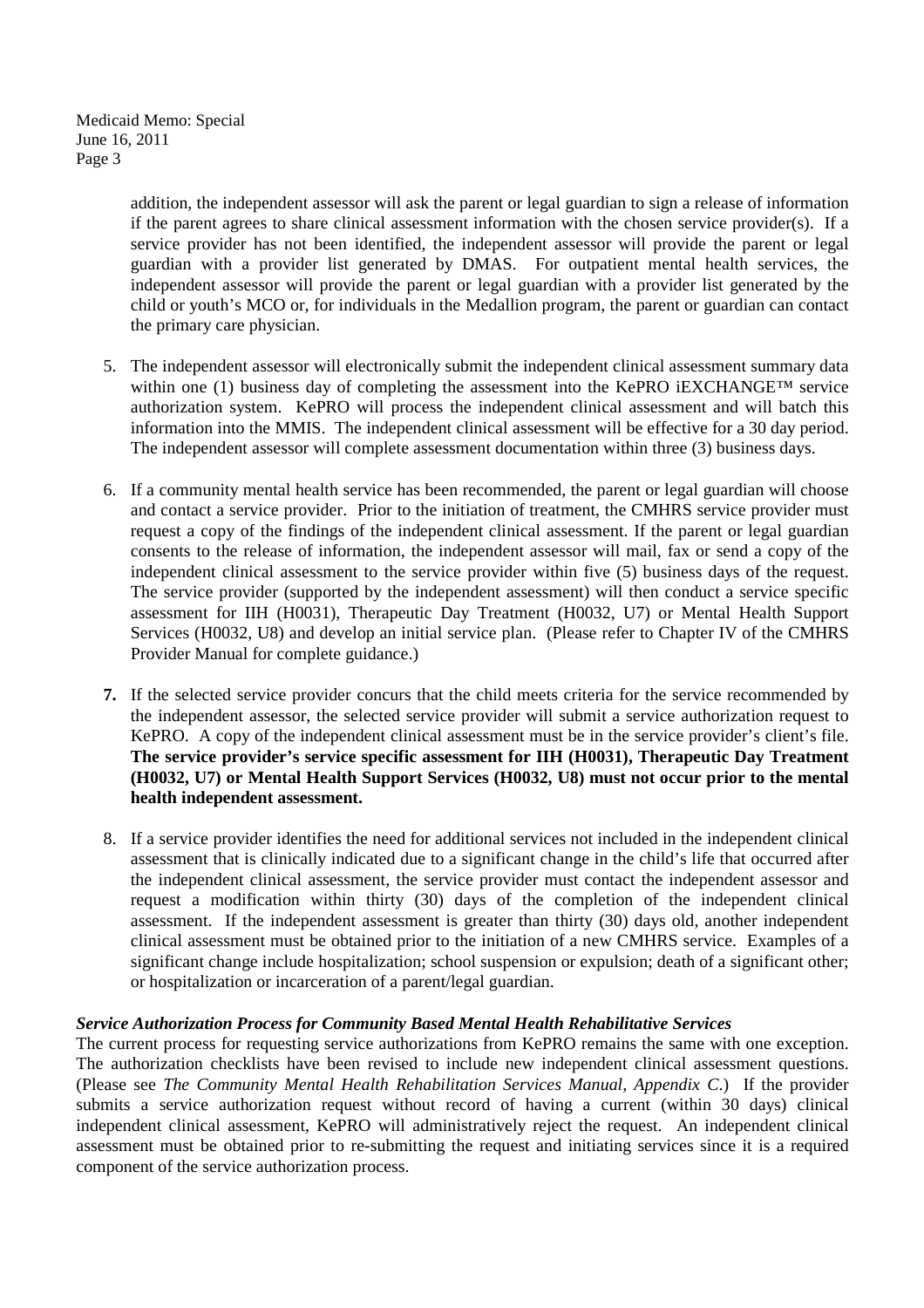addition, the independent assessor will ask the parent or legal guardian to sign a release of information if the parent agrees to share clinical assessment information with the chosen service provider(s). If a service provider has not been identified, the independent assessor will provide the parent or legal guardian with a provider list generated by DMAS. For outpatient mental health services, the independent assessor will provide the parent or legal guardian with a provider list generated by the child or youth's MCO or, for individuals in the Medallion program, the parent or guardian can contact the primary care physician.

5. The independent assessor will electronically submit the independent clinical assessment summary data within one (1) business day of completing the assessment into the KePRO iEXCHANGE™ service authorization system. KePRO will process the independent clinical assessment and will batch this information into the MMIS. The independent clinical assessment will be effective for a 30 day period. The independent assessor will complete assessment documentation within three (3) business days.

6. If a community mental health service has been recommended, the parent or legal guardian will choose and contact a service provider. Prior to the initiation of treatment, the CMHRS service provider must request a copy of the findings of the independent clinical assessment. If the parent or legal guardian consents to the release of information, the independent assessor will mail, fax or send a copy of the independent clinical assessment to the service provider within five (5) business days of the request. The service provider (supported by the independent assessment) will then conduct a service specific assessment for IIH (H0031), Therapeutic Day Treatment (H0032, U7) or Mental Health Support Services (H0032, U8) and develop an initial service plan. (Please refer to Chapter IV of the CMHRS Provider Manual for complete guidance.)

7. If the selected service provider concurs that the child meets criteria for the service recommended by the independent assessor, the selected service provider will submit a service authorization request to KePRO. A copy of the independent clinical assessment must be in the service provider's client's file. **The service provider's service specific assessment for IIH (H0031), Therapeutic Day Treatment (H0032, U7) or Mental Health Support Services (H0032, U8) must not occur prior to the mental health independent assessment.**

8. If a service provider identifies the need for additional services not included in the independent clinical assessment that is clinically indicated due to a significant change in the child's life that occurred after the independent clinical assessment, the service provider must contact the independent assessor and request a modification within thirty (30) days of the completion of the independent clinical assessment. If the independent assessment is greater than thirty (30) days old, another independent clinical assessment must be obtained prior to the initiation of a new CMHRS service. Examples of a significant change include hospitalization; school suspension or expulsion; death of a significant other; or hospitalization or incarceration of a parent/legal guardian.

***Service Authorization Process for Community Based Mental Health Rehabilitative Services***

The current process for requesting service authorizations from KePRO remains the same with one exception. The authorization checklists have been revised to include new independent clinical assessment questions. (Please see *The Community Mental Health Rehabilitation Services Manual, Appendix C*.) If the provider submits a service authorization request without record of having a current (within 30 days) clinical independent clinical assessment, KePRO will administratively reject the request. An independent clinical assessment must be obtained prior to re-submitting the request and initiating services since it is a required component of the service authorization process.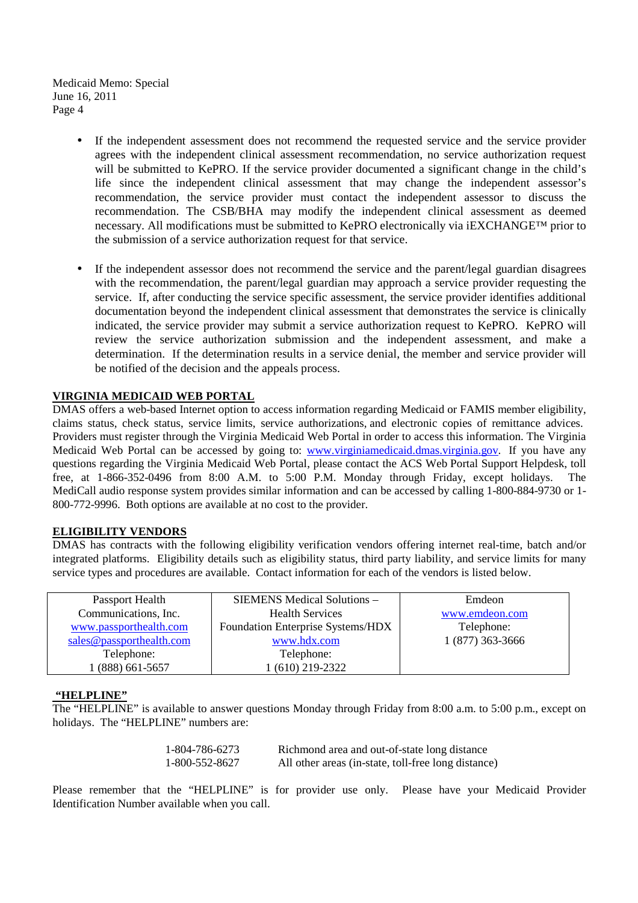- If the independent assessment does not recommend the requested service and the service provider agrees with the independent clinical assessment recommendation, no service authorization request will be submitted to KePRO. If the service provider documented a significant change in the child's life since the independent clinical assessment that may change the independent assessor's recommendation, the service provider must contact the independent assessor to discuss the recommendation. The CSB/BHA may modify the independent clinical assessment as deemed necessary. All modifications must be submitted to KePRO electronically via iEXCHANGE™ prior to the submission of a service authorization request for that service.

- If the independent assessor does not recommend the service and the parent/legal guardian disagrees with the recommendation, the parent/legal guardian may approach a service provider requesting the service. If, after conducting the service specific assessment, the service provider identifies additional documentation beyond the independent clinical assessment that demonstrates the service is clinically indicated, the service provider may submit a service authorization request to KePRO. KePRO will review the service authorization submission and the independent assessment, and make a determination. If the determination results in a service denial, the member and service provider will be notified of the decision and the appeals process.

**VIRGINIA MEDICAID WEB PORTAL**

DMAS offers a web-based Internet option to access information regarding Medicaid or FAMIS member eligibility, claims status, check status, service limits, service authorizations, and electronic copies of remittance advices. Providers must register through the Virginia Medicaid Web Portal in order to access this information. The Virginia Medicaid Web Portal can be accessed by going to: www.virginiamedicaid.dmas.virginia.gov. If you have any questions regarding the Virginia Medicaid Web Portal, please contact the ACS Web Portal Support Helpdesk, toll free, at 1-866-352-0496 from 8:00 A.M. to 5:00 P.M. Monday through Friday, except holidays. The MediCall audio response system provides similar information and can be accessed by calling 1-800-884-9730 or 1-800-772-9996. Both options are available at no cost to the provider.

**ELIGIBILITY VENDORS**

DMAS has contracts with the following eligibility verification vendors offering internet real-time, batch and/or integrated platforms. Eligibility details such as eligibility status, third party liability, and service limits for many service types and procedures are available. Contact information for each of the vendors is listed below.

| | | |
|---|---|---|
| Passport Health Communications, Inc.<br>www.passporthealth.com<br>sales@passporthealth.com<br>Telephone:<br>1 (888) 661-5657 | SIEMENS Medical Solutions – Health Services<br>Foundation Enterprise Systems/HDX<br>www.hdx.com<br>Telephone:<br>1 (610) 219-2322 | Emdeon<br>www.emdeon.com<br>Telephone:<br>1 (877) 363-3666 |

**"HELPLINE"**

The "HELPLINE" is available to answer questions Monday through Friday from 8:00 a.m. to 5:00 p.m., except on holidays. The "HELPLINE" numbers are:

| | |
|---|---|
| 1-804-786-6273 | Richmond area and out-of-state long distance |
| 1-800-552-8627 | All other areas (in-state, toll-free long distance) |

Please remember that the "HELPLINE" is for provider use only. Please have your Medicaid Provider Identification Number available when you call.